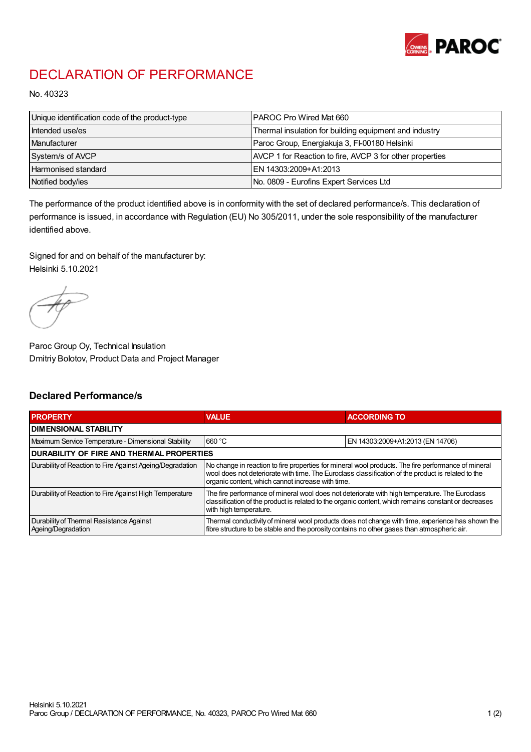# DECLARATION OF PERFORMANCE

No. 40323

| | |
|---|---|
| Unique identification code of the product-type | PAROC Pro Wired Mat 660 |
| Intended use/es | Thermal insulation for building equipment and industry |
| Manufacturer | Paroc Group, Energiakuja 3, FI-00180 Helsinki |
| System/s of AVCP | AVCP 1 for Reaction to fire, AVCP 3 for other properties |
| Harmonised standard | EN 14303:2009+A1:2013 |
| Notified body/ies | No. 0809 - Eurofins Expert Services Ltd |

The performance of the product identified above is in conformity with the set of declared performance/s. This declaration of performance is issued, in accordance with Regulation (EU) No 305/2011, under the sole responsibility of the manufacturer identified above.

Signed for and on behalf of the manufacturer by:
Helsinki 5.10.2021

Paroc Group Oy, Technical Insulation
Dmitriy Bolotov, Product Data and Project Manager

## Declared Performance/s

| PROPERTY | VALUE | ACCORDING TO |
|---|---|---|
| **DIMENSIONAL STABILITY** | | |
| Maximum Service Temperature - Dimensional Stability | 660 °C | EN 14303:2009+A1:2013 (EN 14706) |
| **DURABILITY OF FIRE AND THERMAL PROPERTIES** | | |
| Durability of Reaction to Fire Against Ageing/Degradation | No change in reaction to fire properties for mineral wool products. The fire performance of mineral wool does not deteriorate with time. The Euroclass classification of the product is related to the organic content, which cannot increase with time. | |
| Durability of Reaction to Fire Against High Temperature | The fire performance of mineral wool does not deteriorate with high temperature. The Euroclass classification of the product is related to the organic content, which remains constant or decreases with high temperature. | |
| Durability of Thermal Resistance Against Ageing/Degradation | Thermal conductivity of mineral wool products does not change with time, experience has shown the fibre structure to be stable and the porosity contains no other gases than atmospheric air. | |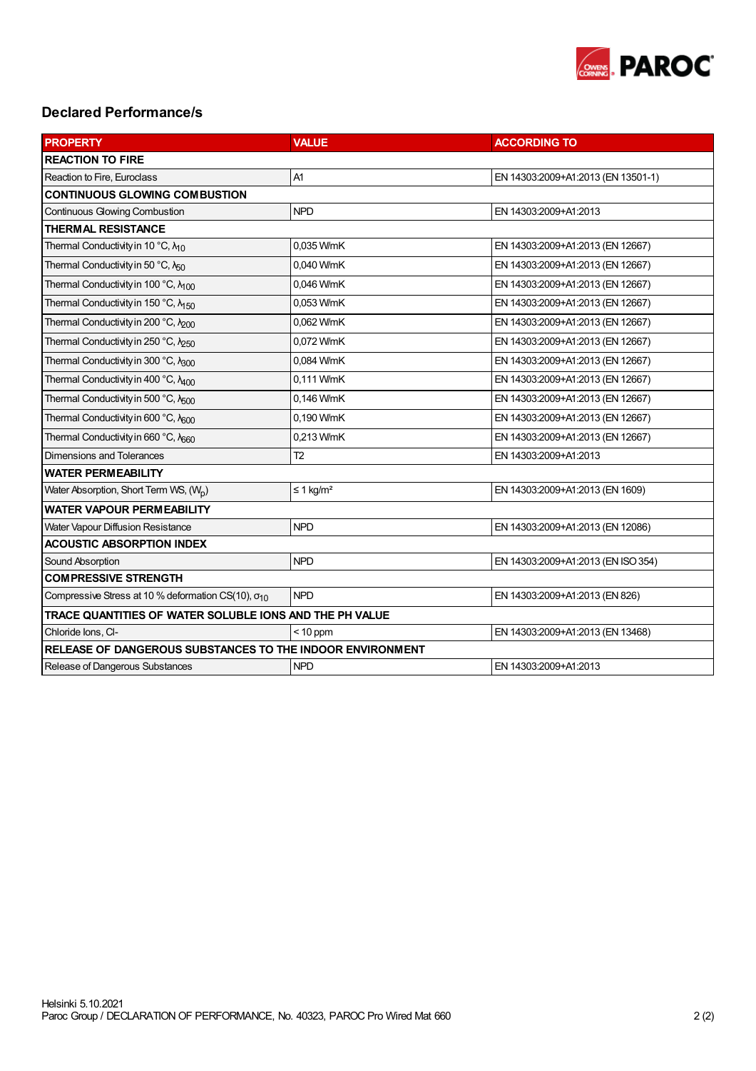## Declared Performance/s

| PROPERTY | VALUE | ACCORDING TO |
|---|---|---|
| **REACTION TO FIRE** | | |
| Reaction to Fire, Euroclass | A1 | EN 14303:2009+A1:2013 (EN 13501-1) |
| **CONTINUOUS GLOWING COMBUSTION** | | |
| Continuous Glowing Combustion | NPD | EN 14303:2009+A1:2013 |
| **THERMAL RESISTANCE** | | |
| Thermal Conductivity in 10 °C, $\lambda_{10}$ | 0,035 W/mK | EN 14303:2009+A1:2013 (EN 12667) |
| Thermal Conductivity in 50 °C, $\lambda_{50}$ | 0,040 W/mK | EN 14303:2009+A1:2013 (EN 12667) |
| Thermal Conductivity in 100 °C, $\lambda_{100}$ | 0,046 W/mK | EN 14303:2009+A1:2013 (EN 12667) |
| Thermal Conductivity in 150 °C, $\lambda_{150}$ | 0,053 W/mK | EN 14303:2009+A1:2013 (EN 12667) |
| Thermal Conductivity in 200 °C, $\lambda_{200}$ | 0,062 W/mK | EN 14303:2009+A1:2013 (EN 12667) |
| Thermal Conductivity in 250 °C, $\lambda_{250}$ | 0,072 W/mK | EN 14303:2009+A1:2013 (EN 12667) |
| Thermal Conductivity in 300 °C, $\lambda_{300}$ | 0,084 W/mK | EN 14303:2009+A1:2013 (EN 12667) |
| Thermal Conductivity in 400 °C, $\lambda_{400}$ | 0,111 W/mK | EN 14303:2009+A1:2013 (EN 12667) |
| Thermal Conductivity in 500 °C, $\lambda_{500}$ | 0,146 W/mK | EN 14303:2009+A1:2013 (EN 12667) |
| Thermal Conductivity in 600 °C, $\lambda_{600}$ | 0,190 W/mK | EN 14303:2009+A1:2013 (EN 12667) |
| Thermal Conductivity in 660 °C, $\lambda_{660}$ | 0,213 W/mK | EN 14303:2009+A1:2013 (EN 12667) |
| Dimensions and Tolerances | T2 | EN 14303:2009+A1:2013 |
| **WATER PERMEABILITY** | | |
| Water Absorption, Short Term WS, ($W_p$) | ≤ 1 kg/m² | EN 14303:2009+A1:2013 (EN 1609) |
| **WATER VAPOUR PERMEABILITY** | | |
| Water Vapour Diffusion Resistance | NPD | EN 14303:2009+A1:2013 (EN 12086) |
| **ACOUSTIC ABSORPTION INDEX** | | |
| Sound Absorption | NPD | EN 14303:2009+A1:2013 (EN ISO 354) |
| **COMPRESSIVE STRENGTH** | | |
| Compressive Stress at 10 % deformation CS(10), $\sigma_{10}$ | NPD | EN 14303:2009+A1:2013 (EN 826) |
| **TRACE QUANTITIES OF WATER SOLUBLE IONS AND THE PH VALUE** | | |
| Chloride Ions, Cl- | < 10 ppm | EN 14303:2009+A1:2013 (EN 13468) |
| **RELEASE OF DANGEROUS SUBSTANCES TO THE INDOOR ENVIRONMENT** | | |
| Release of Dangerous Substances | NPD | EN 14303:2009+A1:2013 |

Helsinki 5.10.2021
Paroc Group / DECLARATION OF PERFORMANCE, No. 40323, PAROC Pro Wired Mat 660